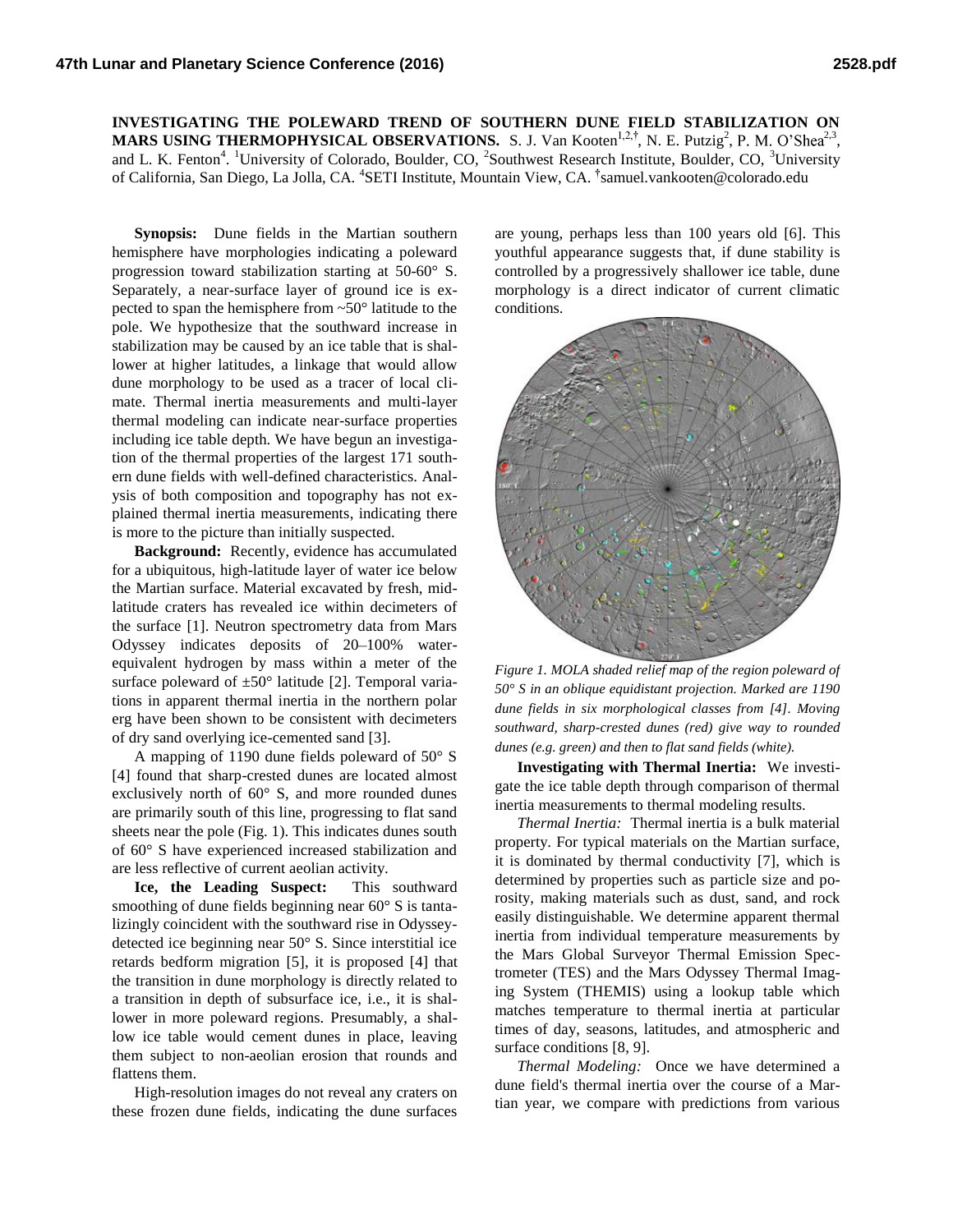# INVESTIGATING THE POLEWARD TREND OF SOUTHERN DUNE FIELD STABILIZATION ON MARS USING THERMOPHYSICAL OBSERVATIONS.

S. J. Van Kooten[1,2,†], N. E. Putzig[2], P. M. O'Shea[2,3], and L. K. Fenton[4]. [1]University of Colorado, Boulder, CO, [2]Southwest Research Institute, Boulder, CO, [3]University of California, San Diego, La Jolla, CA. [4]SETI Institute, Mountain View, CA. [†]samuel.vankooten@colorado.edu

**Synopsis:** Dune fields in the Martian southern hemisphere have morphologies indicating a poleward progression toward stabilization starting at 50-60° S. Separately, a near-surface layer of ground ice is expected to span the hemisphere from ~50° latitude to the pole. We hypothesize that the southward increase in stabilization may be caused by an ice table that is shallower at higher latitudes, a linkage that would allow dune morphology to be used as a tracer of local climate. Thermal inertia measurements and multi-layer thermal modeling can indicate near-surface properties including ice table depth. We have begun an investigation of the thermal properties of the largest 171 southern dune fields with well-defined characteristics. Analysis of both composition and topography has not explained thermal inertia measurements, indicating there is more to the picture than initially suspected.

**Background:** Recently, evidence has accumulated for a ubiquitous, high-latitude layer of water ice below the Martian surface. Material excavated by fresh, mid-latitude craters has revealed ice within decimeters of the surface [1]. Neutron spectrometry data from Mars Odyssey indicates deposits of 20–100% water-equivalent hydrogen by mass within a meter of the surface poleward of ±50° latitude [2]. Temporal variations in apparent thermal inertia in the northern polar erg have been shown to be consistent with decimeters of dry sand overlying ice-cemented sand [3].

A mapping of 1190 dune fields poleward of 50° S [4] found that sharp-crested dunes are located almost exclusively north of 60° S, and more rounded dunes are primarily south of this line, progressing to flat sand sheets near the pole (Fig. 1). This indicates dunes south of 60° S have experienced increased stabilization and are less reflective of current aeolian activity.

**Ice, the Leading Suspect:** This southward smoothing of dune fields beginning near 60° S is tantalizingly coincident with the southward rise in Odyssey-detected ice beginning near 50° S. Since interstitial ice retards bedform migration [5], it is proposed [4] that the transition in dune morphology is directly related to a transition in depth of subsurface ice, i.e., it is shallower in more poleward regions. Presumably, a shallow ice table would cement dunes in place, leaving them subject to non-aeolian erosion that rounds and flattens them.

High-resolution images do not reveal any craters on these frozen dune fields, indicating the dune surfaces are young, perhaps less than 100 years old [6]. This youthful appearance suggests that, if dune stability is controlled by a progressively shallower ice table, dune morphology is a direct indicator of current climatic conditions.

*Figure 1. MOLA shaded relief map of the region poleward of 50° S in an oblique equidistant projection. Marked are 1190 dune fields in six morphological classes from [4]. Moving southward, sharp-crested dunes (red) give way to rounded dunes (e.g. green) and then to flat sand fields (white).*

**Investigating with Thermal Inertia:** We investigate the ice table depth through comparison of thermal inertia measurements to thermal modeling results.

*Thermal Inertia:* Thermal inertia is a bulk material property. For typical materials on the Martian surface, it is dominated by thermal conductivity [7], which is determined by properties such as particle size and porosity, making materials such as dust, sand, and rock easily distinguishable. We determine apparent thermal inertia from individual temperature measurements by the Mars Global Surveyor Thermal Emission Spectrometer (TES) and the Mars Odyssey Thermal Imaging System (THEMIS) using a lookup table which matches temperature to thermal inertia at particular times of day, seasons, latitudes, and atmospheric and surface conditions [8, 9].

*Thermal Modeling:* Once we have determined a dune field's thermal inertia over the course of a Martian year, we compare with predictions from various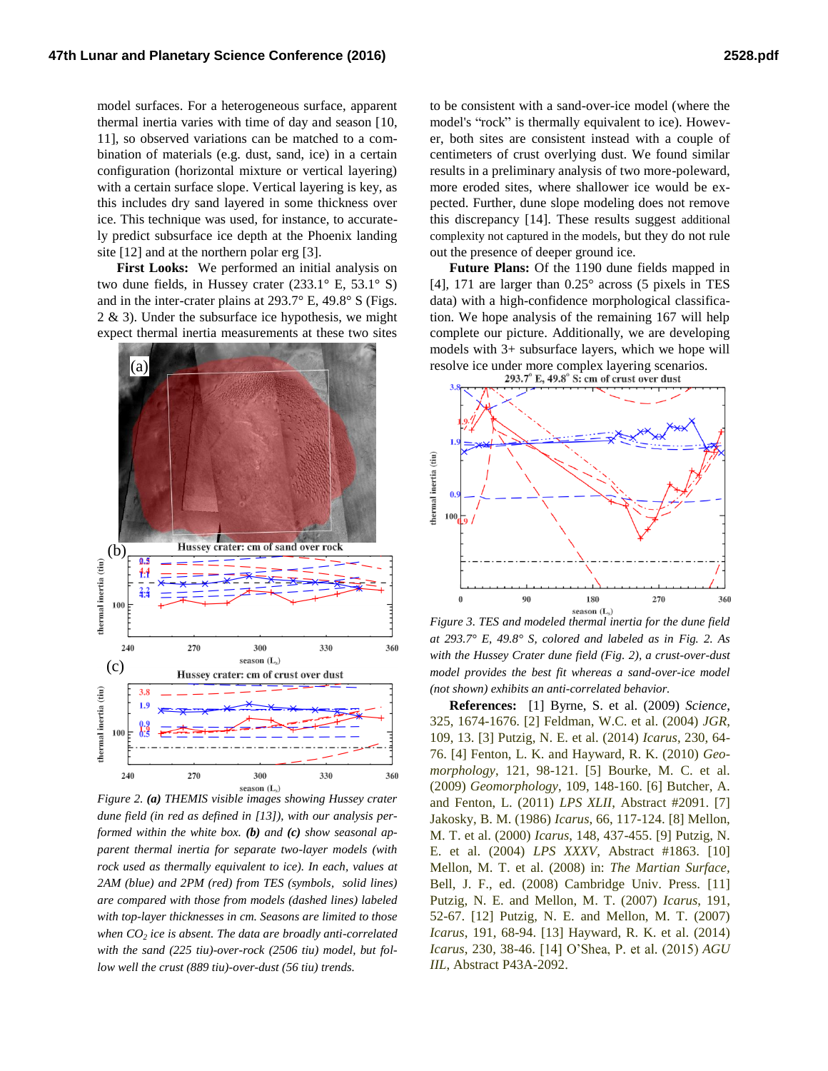model surfaces. For a heterogeneous surface, apparent thermal inertia varies with time of day and season [10, 11], so observed variations can be matched to a combination of materials (e.g. dust, sand, ice) in a certain configuration (horizontal mixture or vertical layering) with a certain surface slope. Vertical layering is key, as this includes dry sand layered in some thickness over ice. This technique was used, for instance, to accurately predict subsurface ice depth at the Phoenix landing site [12] and at the northern polar erg [3].

**First Looks:** We performed an initial analysis on two dune fields, in Hussey crater (233.1° E, 53.1° S) and in the inter-crater plains at 293.7° E, 49.8° S (Figs. 2 & 3). Under the subsurface ice hypothesis, we might expect thermal inertia measurements at these two sites to be consistent with a sand-over-ice model (where the model's "rock" is thermally equivalent to ice). However, both sites are consistent instead with a couple of centimeters of crust overlying dust. We found similar results in a preliminary analysis of two more-poleward, more eroded sites, where shallower ice would be expected. Further, dune slope modeling does not remove this discrepancy [14]. These results suggest additional complexity not captured in the models, but they do not rule out the presence of deeper ground ice.

(a)

(b)

Hussey crater: cm of sand over rock

thermal inertia (tiu)

0.5
1.1
1.1
2.2
4.4

100

240 270 300 330 360

season ($L_s$)

(c)

Hussey crater: cm of crust over dust

thermal inertia (tiu)

3.8
1.9
0.9
1.9
0.5

100

240 270 300 330 360

season ($L_s$)

*Figure 2.* ***(a)*** *THEMIS visible images showing Hussey crater dune field (in red as defined in [13]), with our analysis performed within the white box.* ***(b)*** *and* ***(c)*** *show seasonal apparent thermal inertia for separate two-layer models (with rock used as thermally equivalent to ice). In each, values at 2AM (blue) and 2PM (red) from TES (symbols, solid lines) are compared with those from models (dashed lines) labeled with top-layer thicknesses in cm. Seasons are limited to those when $CO_2$ ice is absent. The data are broadly anti-correlated with the sand (225 tiu)-over-rock (2506 tiu) model, but follow well the crust (889 tiu)-over-dust (56 tiu) trends.*

**Future Plans:** Of the 1190 dune fields mapped in [4], 171 are larger than 0.25° across (5 pixels in TES data) with a high-confidence morphological classification. We hope analysis of the remaining 167 will help complete our picture. Additionally, we are developing models with 3+ subsurface layers, which we hope will resolve ice under more complex layering scenarios.

293.7° E, 49.8° S: cm of crust over dust

thermal inertia (tiu)

3.8
1.9
1.9
0.9
100
0.9

0 90 180 270 360

season ($L_s$)

*Figure 3. TES and modeled thermal inertia for the dune field at 293.7° E, 49.8° S, colored and labeled as in Fig. 2. As with the Hussey Crater dune field (Fig. 2), a crust-over-dust model provides the best fit whereas a sand-over-ice model (not shown) exhibits an anti-correlated behavior.*

**References:** [1] Byrne, S. et al. (2009) *Science*, 325, 1674-1676. [2] Feldman, W.C. et al. (2004) *JGR*, 109, 13. [3] Putzig, N. E. et al. (2014) *Icarus*, 230, 64-76. [4] Fenton, L. K. and Hayward, R. K. (2010) *Geomorphology*, 121, 98-121. [5] Bourke, M. C. et al. (2009) *Geomorphology*, 109, 148-160. [6] Butcher, A. and Fenton, L. (2011) *LPS XLII*, Abstract #2091. [7] Jakosky, B. M. (1986) *Icarus*, 66, 117-124. [8] Mellon, M. T. et al. (2000) *Icarus*, 148, 437-455. [9] Putzig, N. E. et al. (2004) *LPS XXXV*, Abstract #1863. [10] Mellon, M. T. et al. (2008) in: *The Martian Surface*, Bell, J. F., ed. (2008) Cambridge Univ. Press. [11] Putzig, N. E. and Mellon, M. T. (2007) *Icarus*, 191, 52-67. [12] Putzig, N. E. and Mellon, M. T. (2007) *Icarus*, 191, 68-94. [13] Hayward, R. K. et al. (2014) *Icarus*, 230, 38-46. [14] O'Shea, P. et al. (2015) *AGU IIL*, Abstract P43A-2092.